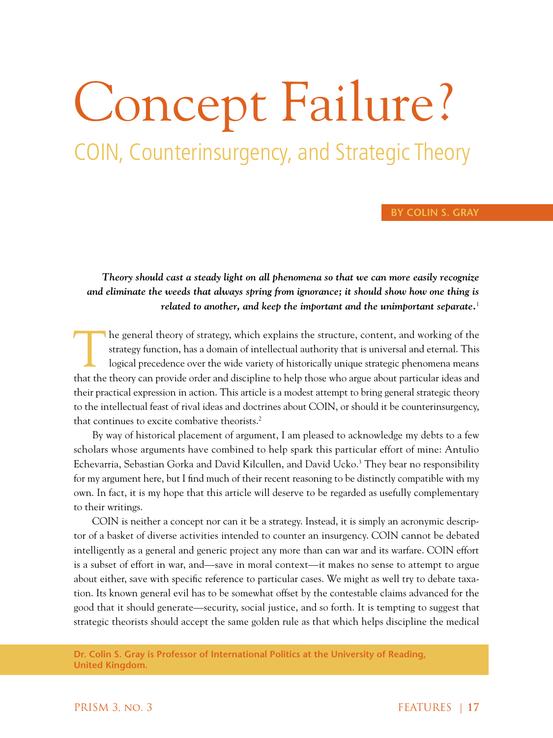# Concept Failure?

## COIN, Counterinsurgency, and Strategic Theory

**BY COLIN S. GRAY**

***Theory should cast a steady light on all phenomena so that we can more easily recognize and eliminate the weeds that always spring from ignorance; it should show how one thing is related to another, and keep the important and the unimportant separate.***[1]

The general theory of strategy, which explains the structure, content, and working of the strategy function, has a domain of intellectual authority that is universal and eternal. This logical precedence over the wide variety of historically unique strategic phenomena means that the theory can provide order and discipline to help those who argue about particular ideas and their practical expression in action. This article is a modest attempt to bring general strategic theory to the intellectual feast of rival ideas and doctrines about COIN, or should it be counterinsurgency, that continues to excite combative theorists.[2]

By way of historical placement of argument, I am pleased to acknowledge my debts to a few scholars whose arguments have combined to help spark this particular effort of mine: Antulio Echevarria, Sebastian Gorka and David Kilcullen, and David Ucko.[3] They bear no responsibility for my argument here, but I find much of their recent reasoning to be distinctly compatible with my own. In fact, it is my hope that this article will deserve to be regarded as usefully complementary to their writings.

COIN is neither a concept nor can it be a strategy. Instead, it is simply an acronymic descriptor of a basket of diverse activities intended to counter an insurgency. COIN cannot be debated intelligently as a general and generic project any more than can war and its warfare. COIN effort is a subset of effort in war, and—save in moral context—it makes no sense to attempt to argue about either, save with specific reference to particular cases. We might as well try to debate taxation. Its known general evil has to be somewhat offset by the contestable claims advanced for the good that it should generate—security, social justice, and so forth. It is tempting to suggest that strategic theorists should accept the same golden rule as that which helps discipline the medical

**Dr. Colin S. Gray is Professor of International Politics at the University of Reading, United Kingdom.**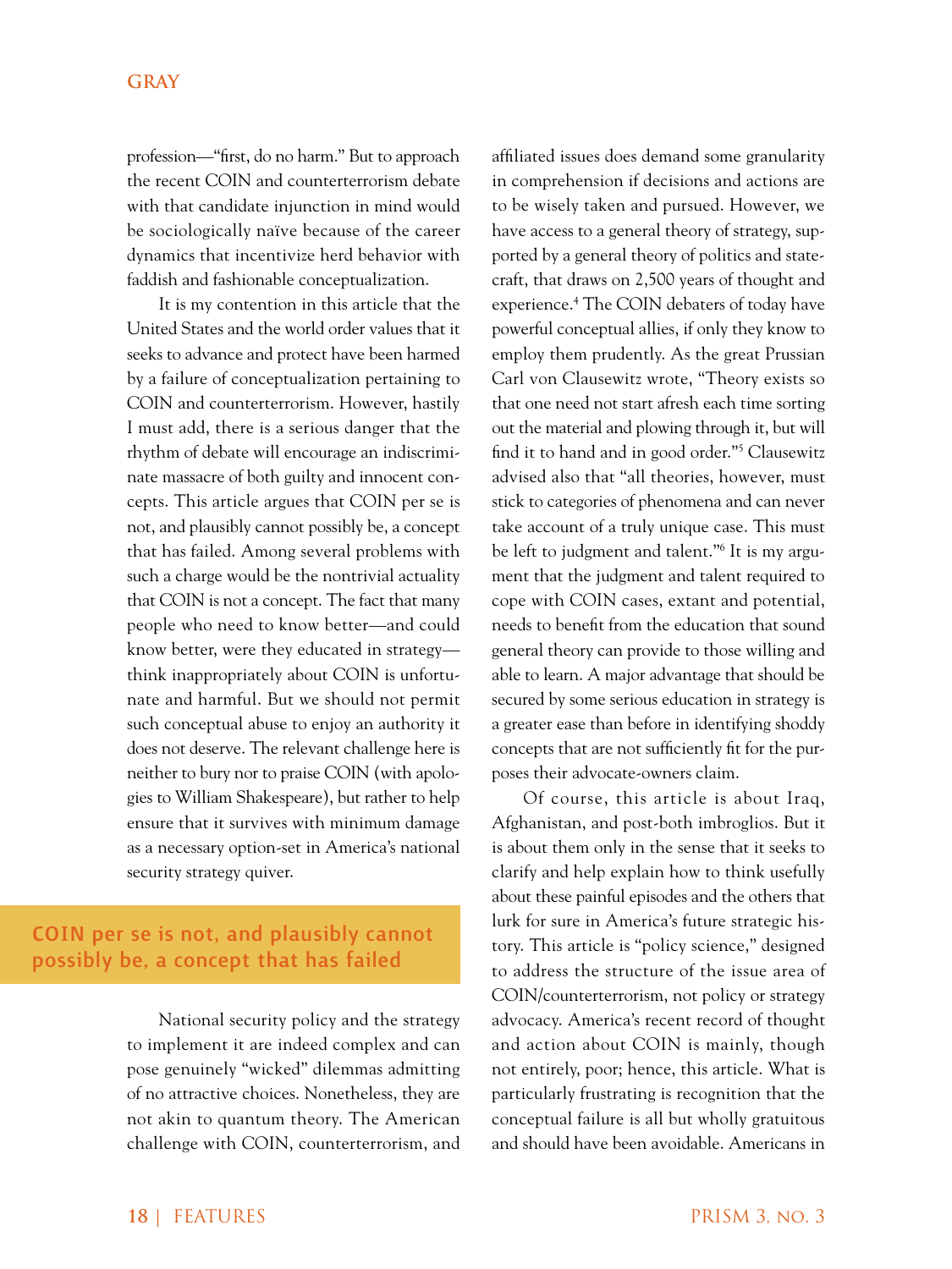profession—"first, do no harm." But to approach the recent COIN and counterterrorism debate with that candidate injunction in mind would be sociologically naïve because of the career dynamics that incentivize herd behavior with faddish and fashionable conceptualization.

It is my contention in this article that the United States and the world order values that it seeks to advance and protect have been harmed by a failure of conceptualization pertaining to COIN and counterterrorism. However, hastily I must add, there is a serious danger that the rhythm of debate will encourage an indiscriminate massacre of both guilty and innocent concepts. This article argues that COIN per se is not, and plausibly cannot possibly be, a concept that has failed. Among several problems with such a charge would be the nontrivial actuality that COIN is not a concept. The fact that many people who need to know better—and could know better, were they educated in strategy—think inappropriately about COIN is unfortunate and harmful. But we should not permit such conceptual abuse to enjoy an authority it does not deserve. The relevant challenge here is neither to bury nor to praise COIN (with apologies to William Shakespeare), but rather to help ensure that it survives with minimum damage as a necessary option-set in America's national security strategy quiver.

> **COIN per se is not, and plausibly cannot possibly be, a concept that has failed**

National security policy and the strategy to implement it are indeed complex and can pose genuinely "wicked" dilemmas admitting of no attractive choices. Nonetheless, they are not akin to quantum theory. The American challenge with COIN, counterterrorism, and affiliated issues does demand some granularity in comprehension if decisions and actions are to be wisely taken and pursued. However, we have access to a general theory of strategy, supported by a general theory of politics and statecraft, that draws on 2,500 years of thought and experience.[4] The COIN debaters of today have powerful conceptual allies, if only they know to employ them prudently. As the great Prussian Carl von Clausewitz wrote, "Theory exists so that one need not start afresh each time sorting out the material and plowing through it, but will find it to hand and in good order."[5] Clausewitz advised also that "all theories, however, must stick to categories of phenomena and can never take account of a truly unique case. This must be left to judgment and talent."[6] It is my argument that the judgment and talent required to cope with COIN cases, extant and potential, needs to benefit from the education that sound general theory can provide to those willing and able to learn. A major advantage that should be secured by some serious education in strategy is a greater ease than before in identifying shoddy concepts that are not sufficiently fit for the purposes their advocate-owners claim.

Of course, this article is about Iraq, Afghanistan, and post-both imbroglios. But it is about them only in the sense that it seeks to clarify and help explain how to think usefully about these painful episodes and the others that lurk for sure in America's future strategic history. This article is "policy science," designed to address the structure of the issue area of COIN/counterterrorism, not policy or strategy advocacy. America's recent record of thought and action about COIN is mainly, though not entirely, poor; hence, this article. What is particularly frustrating is recognition that the conceptual failure is all but wholly gratuitous and should have been avoidable. Americans in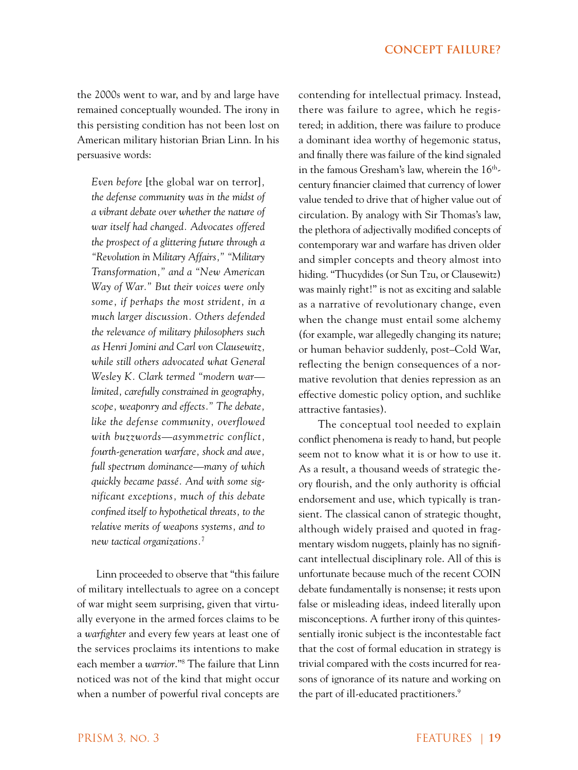the 2000s went to war, and by and large have remained conceptually wounded. The irony in this persisting condition has not been lost on American military historian Brian Linn. In his persuasive words:

> *Even before* [the global war on terror], *the defense community was in the midst of a vibrant debate over whether the nature of war itself had changed. Advocates offered the prospect of a glittering future through a "Revolution in Military Affairs," "Military Transformation," and a "New American Way of War." But their voices were only some, if perhaps the most strident, in a much larger discussion. Others defended the relevance of military philosophers such as Henri Jomini and Carl von Clausewitz, while still others advocated what General Wesley K. Clark termed "modern war—limited, carefully constrained in geography, scope, weaponry and effects." The debate, like the defense community, overflowed with buzzwords—asymmetric conflict, fourth-generation warfare, shock and awe, full spectrum dominance—many of which quickly became passé. And with some significant exceptions, much of this debate confined itself to hypothetical threats, to the relative merits of weapons systems, and to new tactical organizations.*[7]

Linn proceeded to observe that "this failure of military intellectuals to agree on a concept of war might seem surprising, given that virtually everyone in the armed forces claims to be a *warfighter* and every few years at least one of the services proclaims its intentions to make each member a *warrior*."[8] The failure that Linn noticed was not of the kind that might occur when a number of powerful rival concepts are contending for intellectual primacy. Instead, there was failure to agree, which he registered; in addition, there was failure to produce a dominant idea worthy of hegemonic status, and finally there was failure of the kind signaled in the famous Gresham's law, wherein the 16th-century financier claimed that currency of lower value tended to drive that of higher value out of circulation. By analogy with Sir Thomas's law, the plethora of adjectivally modified concepts of contemporary war and warfare has driven older and simpler concepts and theory almost into hiding. "Thucydides (or Sun Tzu, or Clausewitz) was mainly right!" is not as exciting and salable as a narrative of revolutionary change, even when the change must entail some alchemy (for example, war allegedly changing its nature; or human behavior suddenly, post–Cold War, reflecting the benign consequences of a normative revolution that denies repression as an effective domestic policy option, and suchlike attractive fantasies).

The conceptual tool needed to explain conflict phenomena is ready to hand, but people seem not to know what it is or how to use it. As a result, a thousand weeds of strategic theory flourish, and the only authority is official endorsement and use, which typically is transient. The classical canon of strategic thought, although widely praised and quoted in fragmentary wisdom nuggets, plainly has no significant intellectual disciplinary role. All of this is unfortunate because much of the recent COIN debate fundamentally is nonsense; it rests upon false or misleading ideas, indeed literally upon misconceptions. A further irony of this quintessentially ironic subject is the incontestable fact that the cost of formal education in strategy is trivial compared with the costs incurred for reasons of ignorance of its nature and working on the part of ill-educated practitioners.[9]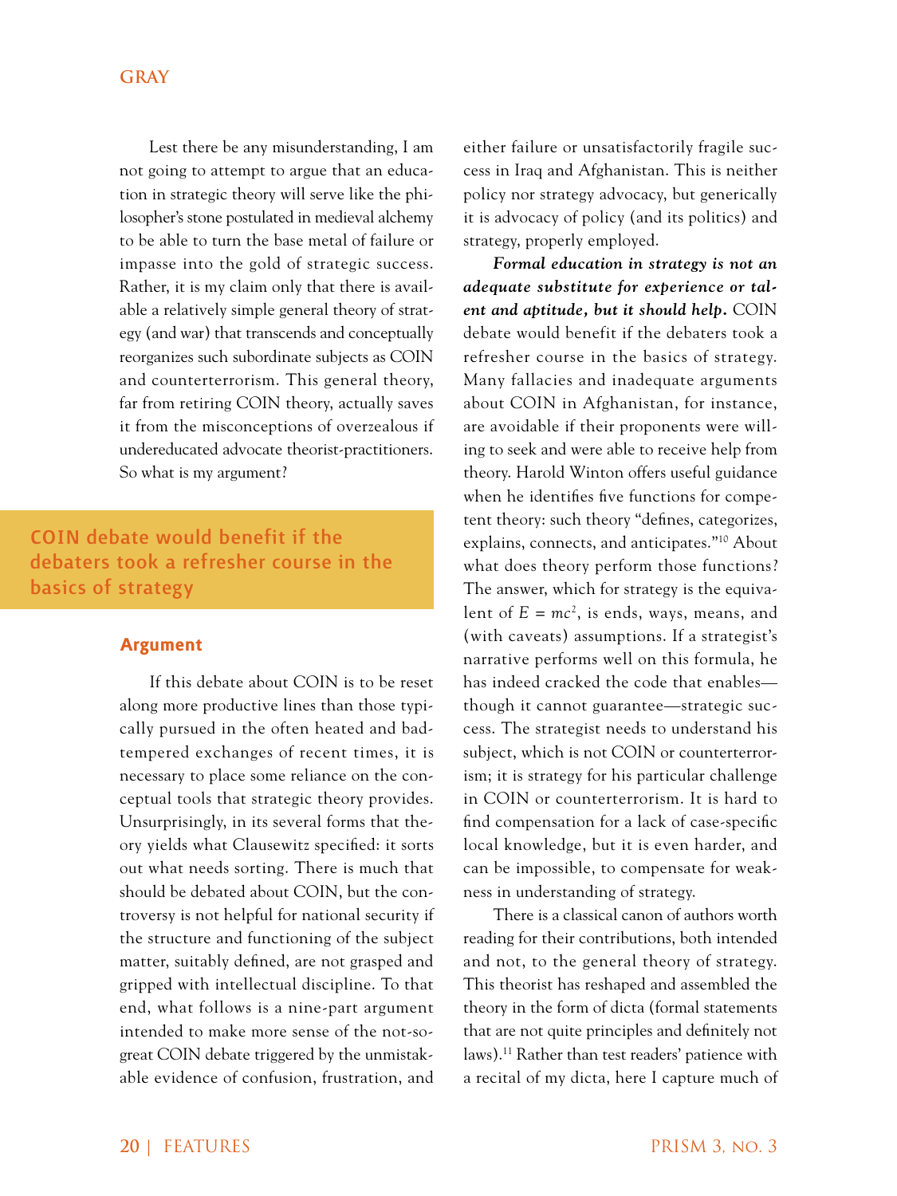Lest there be any misunderstanding, I am not going to attempt to argue that an education in strategic theory will serve like the philosopher's stone postulated in medieval alchemy to be able to turn the base metal of failure or impasse into the gold of strategic success. Rather, it is my claim only that there is available a relatively simple general theory of strategy (and war) that transcends and conceptually reorganizes such subordinate subjects as COIN and counterterrorism. This general theory, far from retiring COIN theory, actually saves it from the misconceptions of overzealous if undereducated advocate theorist-practitioners. So what is my argument?

> COIN debate would benefit if the debaters took a refresher course in the basics of strategy

## Argument

If this debate about COIN is to be reset along more productive lines than those typically pursued in the often heated and bad-tempered exchanges of recent times, it is necessary to place some reliance on the conceptual tools that strategic theory provides. Unsurprisingly, in its several forms that theory yields what Clausewitz specified: it sorts out what needs sorting. There is much that should be debated about COIN, but the controversy is not helpful for national security if the structure and functioning of the subject matter, suitably defined, are not grasped and gripped with intellectual discipline. To that end, what follows is a nine-part argument intended to make more sense of the not-so-great COIN debate triggered by the unmistakable evidence of confusion, frustration, and either failure or unsatisfactorily fragile success in Iraq and Afghanistan. This is neither policy nor strategy advocacy, but generically it is advocacy of policy (and its politics) and strategy, properly employed.

***Formal education in strategy is not an adequate substitute for experience or talent and aptitude, but it should help.*** COIN debate would benefit if the debaters took a refresher course in the basics of strategy. Many fallacies and inadequate arguments about COIN in Afghanistan, for instance, are avoidable if their proponents were willing to seek and were able to receive help from theory. Harold Winton offers useful guidance when he identifies five functions for competent theory: such theory "defines, categorizes, explains, connects, and anticipates."[10] About what does theory perform those functions? The answer, which for strategy is the equivalent of $E = mc^2$, is ends, ways, means, and (with caveats) assumptions. If a strategist's narrative performs well on this formula, he has indeed cracked the code that enables—though it cannot guarantee—strategic success. The strategist needs to understand his subject, which is not COIN or counterterrorism; it is strategy for his particular challenge in COIN or counterterrorism. It is hard to find compensation for a lack of case-specific local knowledge, but it is even harder, and can be impossible, to compensate for weakness in understanding of strategy.

There is a classical canon of authors worth reading for their contributions, both intended and not, to the general theory of strategy. This theorist has reshaped and assembled the theory in the form of dicta (formal statements that are not quite principles and definitely not laws).[11] Rather than test readers' patience with a recital of my dicta, here I capture much of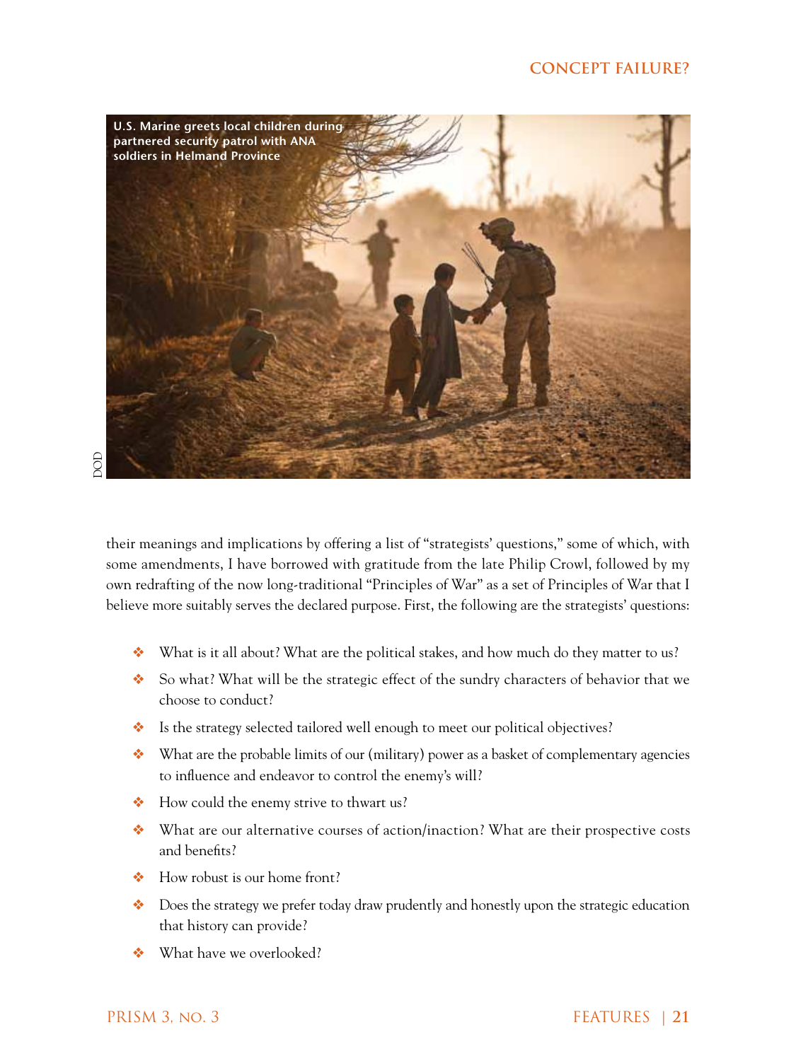U.S. Marine greets local children during partnered security patrol with ANA soldiers in Helmand Province

DOD

their meanings and implications by offering a list of "strategists' questions," some of which, with some amendments, I have borrowed with gratitude from the late Philip Crowl, followed by my own redrafting of the now long-traditional "Principles of War" as a set of Principles of War that I believe more suitably serves the declared purpose. First, the following are the strategists' questions:

- What is it all about? What are the political stakes, and how much do they matter to us?
- So what? What will be the strategic effect of the sundry characters of behavior that we choose to conduct?
- Is the strategy selected tailored well enough to meet our political objectives?
- What are the probable limits of our (military) power as a basket of complementary agencies to influence and endeavor to control the enemy's will?
- How could the enemy strive to thwart us?
- What are our alternative courses of action/inaction? What are their prospective costs and benefits?
- How robust is our home front?
- Does the strategy we prefer today draw prudently and honestly upon the strategic education that history can provide?
- What have we overlooked?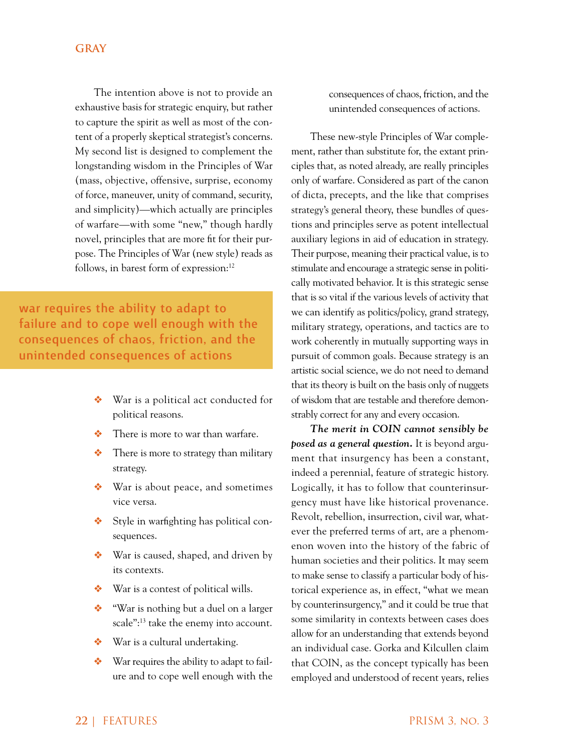The intention above is not to provide an exhaustive basis for strategic enquiry, but rather to capture the spirit as well as most of the content of a properly skeptical strategist's concerns. My second list is designed to complement the longstanding wisdom in the Principles of War (mass, objective, offensive, surprise, economy of force, maneuver, unity of command, security, and simplicity)—which actually are principles of warfare—with some "new," though hardly novel, principles that are more fit for their purpose. The Principles of War (new style) reads as follows, in barest form of expression:[12]

> war requires the ability to adapt to failure and to cope well enough with the consequences of chaos, friction, and the unintended consequences of actions

- War is a political act conducted for political reasons.
- There is more to war than warfare.
- There is more to strategy than military strategy.
- War is about peace, and sometimes vice versa.
- Style in warfighting has political consequences.
- War is caused, shaped, and driven by its contexts.
- War is a contest of political wills.
- "War is nothing but a duel on a larger scale":[13] take the enemy into account.
- War is a cultural undertaking.
- War requires the ability to adapt to failure and to cope well enough with the consequences of chaos, friction, and the unintended consequences of actions.

These new-style Principles of War complement, rather than substitute for, the extant principles that, as noted already, are really principles only of warfare. Considered as part of the canon of dicta, precepts, and the like that comprises strategy's general theory, these bundles of questions and principles serve as potent intellectual auxiliary legions in aid of education in strategy. Their purpose, meaning their practical value, is to stimulate and encourage a strategic sense in politically motivated behavior. It is this strategic sense that is so vital if the various levels of activity that we can identify as politics/policy, grand strategy, military strategy, operations, and tactics are to work coherently in mutually supporting ways in pursuit of common goals. Because strategy is an artistic social science, we do not need to demand that its theory is built on the basis only of nuggets of wisdom that are testable and therefore demonstrably correct for any and every occasion.

***The merit in COIN cannot sensibly be posed as a general question.*** It is beyond argument that insurgency has been a constant, indeed a perennial, feature of strategic history. Logically, it has to follow that counterinsurgency must have like historical provenance. Revolt, rebellion, insurrection, civil war, whatever the preferred terms of art, are a phenomenon woven into the history of the fabric of human societies and their politics. It may seem to make sense to classify a particular body of historical experience as, in effect, "what we mean by counterinsurgency," and it could be true that some similarity in contexts between cases does allow for an understanding that extends beyond an individual case. Gorka and Kilcullen claim that COIN, as the concept typically has been employed and understood of recent years, relies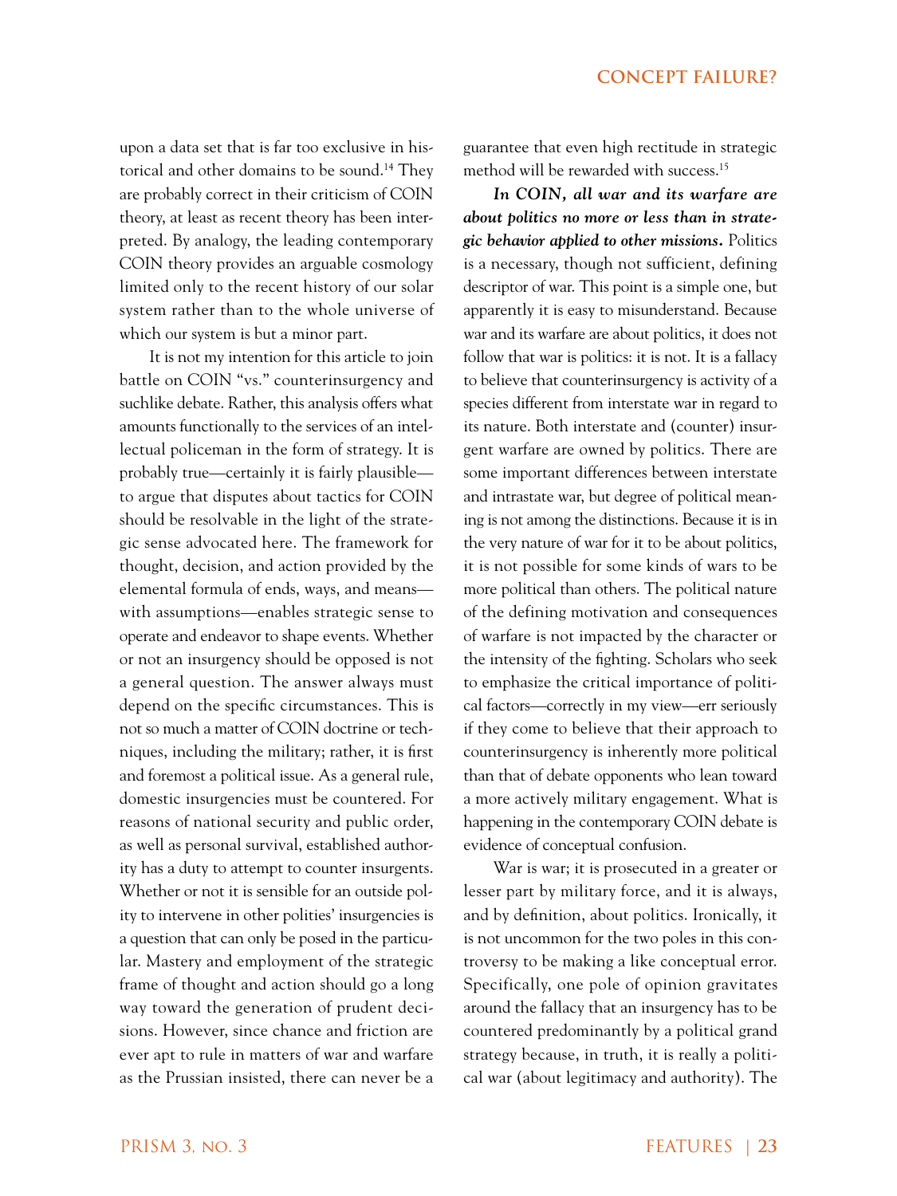upon a data set that is far too exclusive in historical and other domains to be sound.[14] They are probably correct in their criticism of COIN theory, at least as recent theory has been interpreted. By analogy, the leading contemporary COIN theory provides an arguable cosmology limited only to the recent history of our solar system rather than to the whole universe of which our system is but a minor part.

It is not my intention for this article to join battle on COIN "vs." counterinsurgency and suchlike debate. Rather, this analysis offers what amounts functionally to the services of an intellectual policeman in the form of strategy. It is probably true—certainly it is fairly plausible—to argue that disputes about tactics for COIN should be resolvable in the light of the strategic sense advocated here. The framework for thought, decision, and action provided by the elemental formula of ends, ways, and means—with assumptions—enables strategic sense to operate and endeavor to shape events. Whether or not an insurgency should be opposed is not a general question. The answer always must depend on the specific circumstances. This is not so much a matter of COIN doctrine or techniques, including the military; rather, it is first and foremost a political issue. As a general rule, domestic insurgencies must be countered. For reasons of national security and public order, as well as personal survival, established authority has a duty to attempt to counter insurgents. Whether or not it is sensible for an outside polity to intervene in other polities' insurgencies is a question that can only be posed in the particular. Mastery and employment of the strategic frame of thought and action should go a long way toward the generation of prudent decisions. However, since chance and friction are ever apt to rule in matters of war and warfare as the Prussian insisted, there can never be a guarantee that even high rectitude in strategic method will be rewarded with success.[15]

***In COIN, all war and its warfare are about politics no more or less than in strategic behavior applied to other missions.*** Politics is a necessary, though not sufficient, defining descriptor of war. This point is a simple one, but apparently it is easy to misunderstand. Because war and its warfare are about politics, it does not follow that war is politics: it is not. It is a fallacy to believe that counterinsurgency is activity of a species different from interstate war in regard to its nature. Both interstate and (counter) insurgent warfare are owned by politics. There are some important differences between interstate and intrastate war, but degree of political meaning is not among the distinctions. Because it is in the very nature of war for it to be about politics, it is not possible for some kinds of wars to be more political than others. The political nature of the defining motivation and consequences of warfare is not impacted by the character or the intensity of the fighting. Scholars who seek to emphasize the critical importance of political factors—correctly in my view—err seriously if they come to believe that their approach to counterinsurgency is inherently more political than that of debate opponents who lean toward a more actively military engagement. What is happening in the contemporary COIN debate is evidence of conceptual confusion.

War is war; it is prosecuted in a greater or lesser part by military force, and it is always, and by definition, about politics. Ironically, it is not uncommon for the two poles in this controversy to be making a like conceptual error. Specifically, one pole of opinion gravitates around the fallacy that an insurgency has to be countered predominantly by a political grand strategy because, in truth, it is really a political war (about legitimacy and authority). The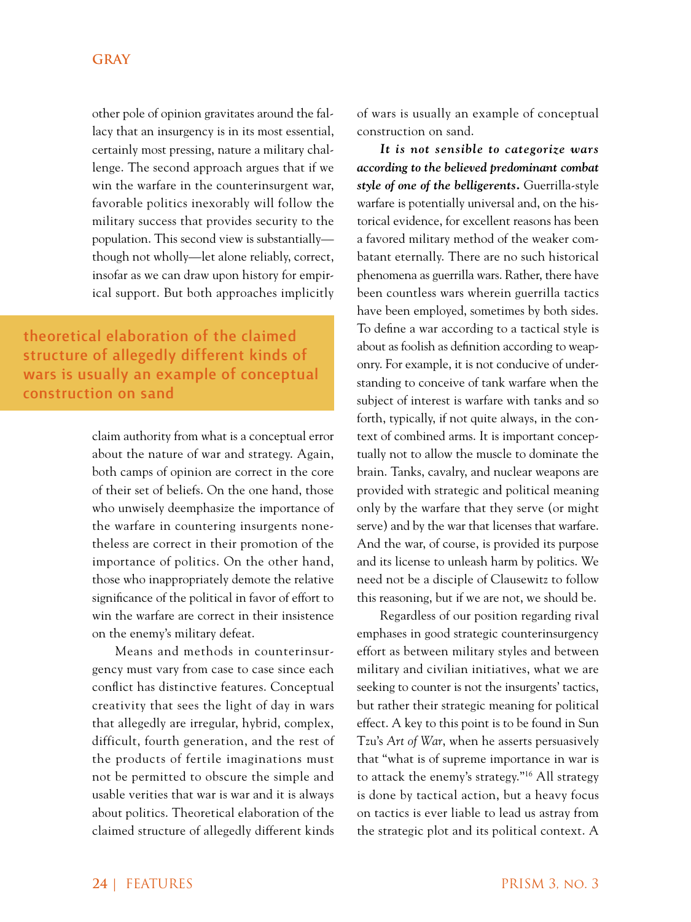other pole of opinion gravitates around the fallacy that an insurgency is in its most essential, certainly most pressing, nature a military challenge. The second approach argues that if we win the warfare in the counterinsurgent war, favorable politics inexorably will follow the military success that provides security to the population. This second view is substantially—though not wholly—let alone reliably, correct, insofar as we can draw upon history for empirical support. But both approaches implicitly claim authority from what is a conceptual error about the nature of war and strategy. Again, both camps of opinion are correct in the core of their set of beliefs. On the one hand, those who unwisely deemphasize the importance of the warfare in countering insurgents nonetheless are correct in their promotion of the importance of politics. On the other hand, those who inappropriately demote the relative significance of the political in favor of effort to win the warfare are correct in their insistence on the enemy's military defeat.

> theoretical elaboration of the claimed structure of allegedly different kinds of wars is usually an example of conceptual construction on sand

Means and methods in counterinsurgency must vary from case to case since each conflict has distinctive features. Conceptual creativity that sees the light of day in wars that allegedly are irregular, hybrid, complex, difficult, fourth generation, and the rest of the products of fertile imaginations must not be permitted to obscure the simple and usable verities that war is war and it is always about politics. Theoretical elaboration of the claimed structure of allegedly different kinds of wars is usually an example of conceptual construction on sand.

***It is not sensible to categorize wars according to the believed predominant combat style of one of the belligerents.*** Guerrilla-style warfare is potentially universal and, on the historical evidence, for excellent reasons has been a favored military method of the weaker combatant eternally. There are no such historical phenomena as guerrilla wars. Rather, there have been countless wars wherein guerrilla tactics have been employed, sometimes by both sides. To define a war according to a tactical style is about as foolish as definition according to weaponry. For example, it is not conducive of understanding to conceive of tank warfare when the subject of interest is warfare with tanks and so forth, typically, if not quite always, in the context of combined arms. It is important conceptually not to allow the muscle to dominate the brain. Tanks, cavalry, and nuclear weapons are provided with strategic and political meaning only by the warfare that they serve (or might serve) and by the war that licenses that warfare. And the war, of course, is provided its purpose and its license to unleash harm by politics. We need not be a disciple of Clausewitz to follow this reasoning, but if we are not, we should be.

Regardless of our position regarding rival emphases in good strategic counterinsurgency effort as between military styles and between military and civilian initiatives, what we are seeking to counter is not the insurgents' tactics, but rather their strategic meaning for political effect. A key to this point is to be found in Sun Tzu's *Art of War*, when he asserts persuasively that "what is of supreme importance in war is to attack the enemy's strategy."[16] All strategy is done by tactical action, but a heavy focus on tactics is ever liable to lead us astray from the strategic plot and its political context. A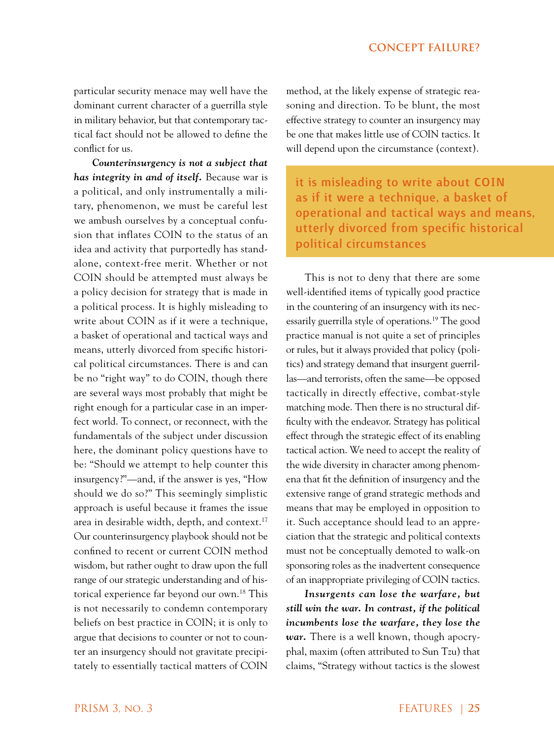particular security menace may well have the dominant current character of a guerrilla style in military behavior, but that contemporary tactical fact should not be allowed to define the conflict for us.

***Counterinsurgency is not a subject that has integrity in and of itself.*** Because war is a political, and only instrumentally a military, phenomenon, we must be careful lest we ambush ourselves by a conceptual confusion that inflates COIN to the status of an idea and activity that purportedly has standalone, context-free merit. Whether or not COIN should be attempted must always be a policy decision for strategy that is made in a political process. It is highly misleading to write about COIN as if it were a technique, a basket of operational and tactical ways and means, utterly divorced from specific historical political circumstances. There is and can be no "right way" to do COIN, though there are several ways most probably that might be right enough for a particular case in an imperfect world. To connect, or reconnect, with the fundamentals of the subject under discussion here, the dominant policy questions have to be: "Should we attempt to help counter this insurgency?"—and, if the answer is yes, "How should we do so?" This seemingly simplistic approach is useful because it frames the issue area in desirable width, depth, and context.[17] Our counterinsurgency playbook should not be confined to recent or current COIN method wisdom, but rather ought to draw upon the full range of our strategic understanding and of historical experience far beyond our own.[18] This is not necessarily to condemn contemporary beliefs on best practice in COIN; it is only to argue that decisions to counter or not to counter an insurgency should not gravitate precipitately to essentially tactical matters of COIN method, at the likely expense of strategic reasoning and direction. To be blunt, the most effective strategy to counter an insurgency may be one that makes little use of COIN tactics. It will depend upon the circumstance (context).

> it is misleading to write about COIN as if it were a technique, a basket of operational and tactical ways and means, utterly divorced from specific historical political circumstances

This is not to deny that there are some well-identified items of typically good practice in the countering of an insurgency with its necessarily guerrilla style of operations.[19] The good practice manual is not quite a set of principles or rules, but it always provided that policy (politics) and strategy demand that insurgent guerrillas—and terrorists, often the same—be opposed tactically in directly effective, combat-style matching mode. Then there is no structural difficulty with the endeavor. Strategy has political effect through the strategic effect of its enabling tactical action. We need to accept the reality of the wide diversity in character among phenomena that fit the definition of insurgency and the extensive range of grand strategic methods and means that may be employed in opposition to it. Such acceptance should lead to an appreciation that the strategic and political contexts must not be conceptually demoted to walk-on sponsoring roles as the inadvertent consequence of an inappropriate privileging of COIN tactics.

***Insurgents can lose the warfare, but still win the war. In contrast, if the political incumbents lose the warfare, they lose the war.*** There is a well known, though apocryphal, maxim (often attributed to Sun Tzu) that claims, "Strategy without tactics is the slowest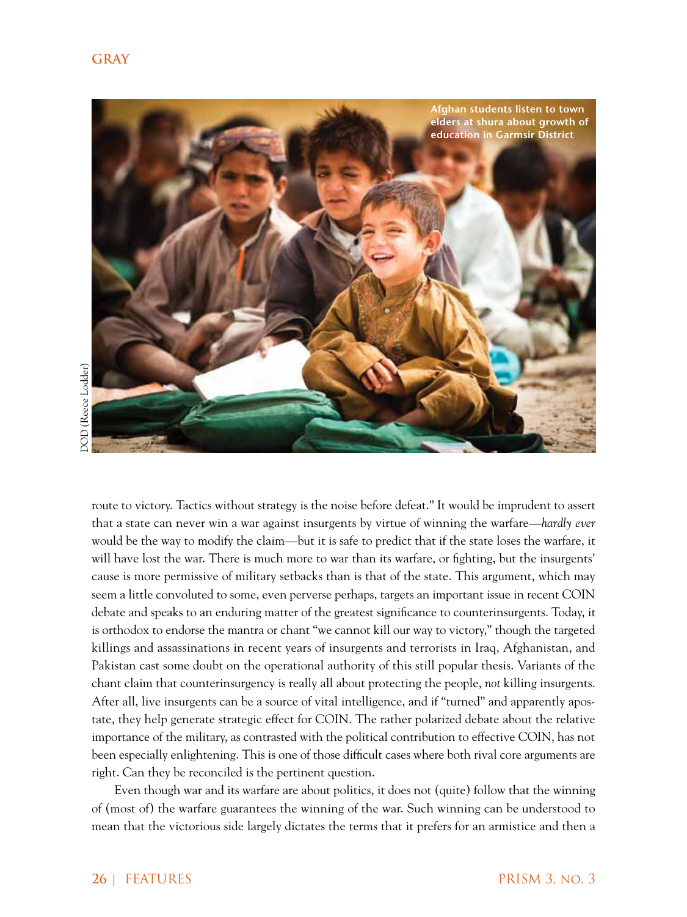Afghan students listen to town elders at shura about growth of education in Garmsir District

DOD (Reece Lodder)

route to victory. Tactics without strategy is the noise before defeat." It would be imprudent to assert that a state can never win a war against insurgents by virtue of winning the warfare—*hardly ever* would be the way to modify the claim—but it is safe to predict that if the state loses the warfare, it will have lost the war. There is much more to war than its warfare, or fighting, but the insurgents' cause is more permissive of military setbacks than is that of the state. This argument, which may seem a little convoluted to some, even perverse perhaps, targets an important issue in recent COIN debate and speaks to an enduring matter of the greatest significance to counterinsurgents. Today, it is orthodox to endorse the mantra or chant "we cannot kill our way to victory," though the targeted killings and assassinations in recent years of insurgents and terrorists in Iraq, Afghanistan, and Pakistan cast some doubt on the operational authority of this still popular thesis. Variants of the chant claim that counterinsurgency is really all about protecting the people, *not* killing insurgents. After all, live insurgents can be a source of vital intelligence, and if "turned" and apparently apostate, they help generate strategic effect for COIN. The rather polarized debate about the relative importance of the military, as contrasted with the political contribution to effective COIN, has not been especially enlightening. This is one of those difficult cases where both rival core arguments are right. Can they be reconciled is the pertinent question.

Even though war and its warfare are about politics, it does not (quite) follow that the winning of (most of) the warfare guarantees the winning of the war. Such winning can be understood to mean that the victorious side largely dictates the terms that it prefers for an armistice and then a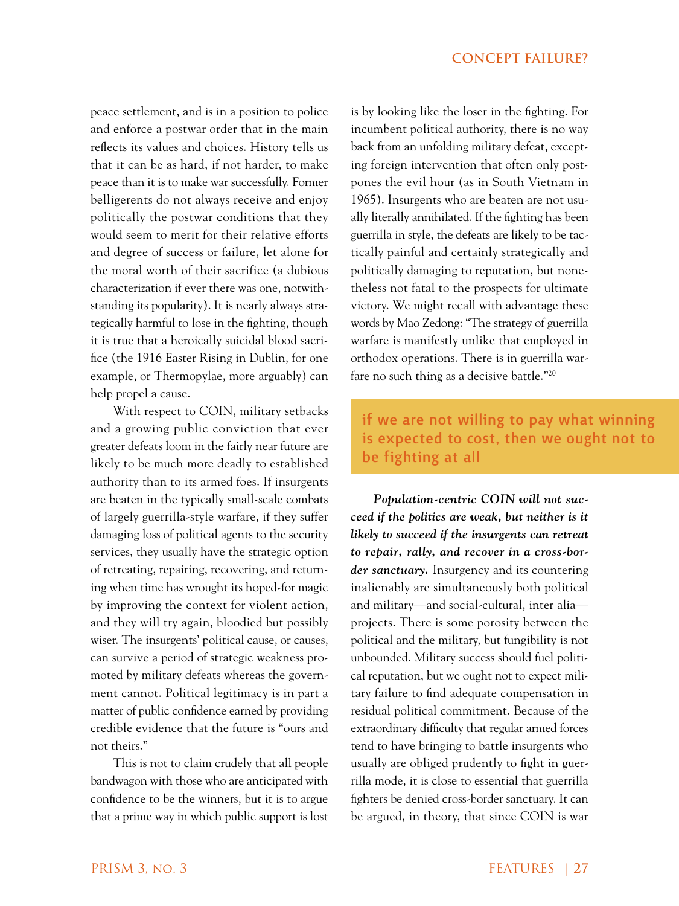peace settlement, and is in a position to police and enforce a postwar order that in the main reflects its values and choices. History tells us that it can be as hard, if not harder, to make peace than it is to make war successfully. Former belligerents do not always receive and enjoy politically the postwar conditions that they would seem to merit for their relative efforts and degree of success or failure, let alone for the moral worth of their sacrifice (a dubious characterization if ever there was one, notwithstanding its popularity). It is nearly always strategically harmful to lose in the fighting, though it is true that a heroically suicidal blood sacrifice (the 1916 Easter Rising in Dublin, for one example, or Thermopylae, more arguably) can help propel a cause.

With respect to COIN, military setbacks and a growing public conviction that ever greater defeats loom in the fairly near future are likely to be much more deadly to established authority than to its armed foes. If insurgents are beaten in the typically small-scale combats of largely guerrilla-style warfare, if they suffer damaging loss of political agents to the security services, they usually have the strategic option of retreating, repairing, recovering, and returning when time has wrought its hoped-for magic by improving the context for violent action, and they will try again, bloodied but possibly wiser. The insurgents' political cause, or causes, can survive a period of strategic weakness promoted by military defeats whereas the government cannot. Political legitimacy is in part a matter of public confidence earned by providing credible evidence that the future is "ours and not theirs."

This is not to claim crudely that all people bandwagon with those who are anticipated with confidence to be the winners, but it is to argue that a prime way in which public support is lost is by looking like the loser in the fighting. For incumbent political authority, there is no way back from an unfolding military defeat, excepting foreign intervention that often only postpones the evil hour (as in South Vietnam in 1965). Insurgents who are beaten are not usually literally annihilated. If the fighting has been guerrilla in style, the defeats are likely to be tactically painful and certainly strategically and politically damaging to reputation, but nonetheless not fatal to the prospects for ultimate victory. We might recall with advantage these words by Mao Zedong: "The strategy of guerrilla warfare is manifestly unlike that employed in orthodox operations. There is in guerrilla warfare no such thing as a decisive battle."[20]

> if we are not willing to pay what winning is expected to cost, then we ought not to be fighting at all

***Population-centric COIN will not succeed if the politics are weak, but neither is it likely to succeed if the insurgents can retreat to repair, rally, and recover in a cross-border sanctuary.*** Insurgency and its countering inalienably are simultaneously both political and military—and social-cultural, inter alia—projects. There is some porosity between the political and the military, but fungibility is not unbounded. Military success should fuel political reputation, but we ought not to expect military failure to find adequate compensation in residual political commitment. Because of the extraordinary difficulty that regular armed forces tend to have bringing to battle insurgents who usually are obliged prudently to fight in guerrilla mode, it is close to essential that guerrilla fighters be denied cross-border sanctuary. It can be argued, in theory, that since COIN is war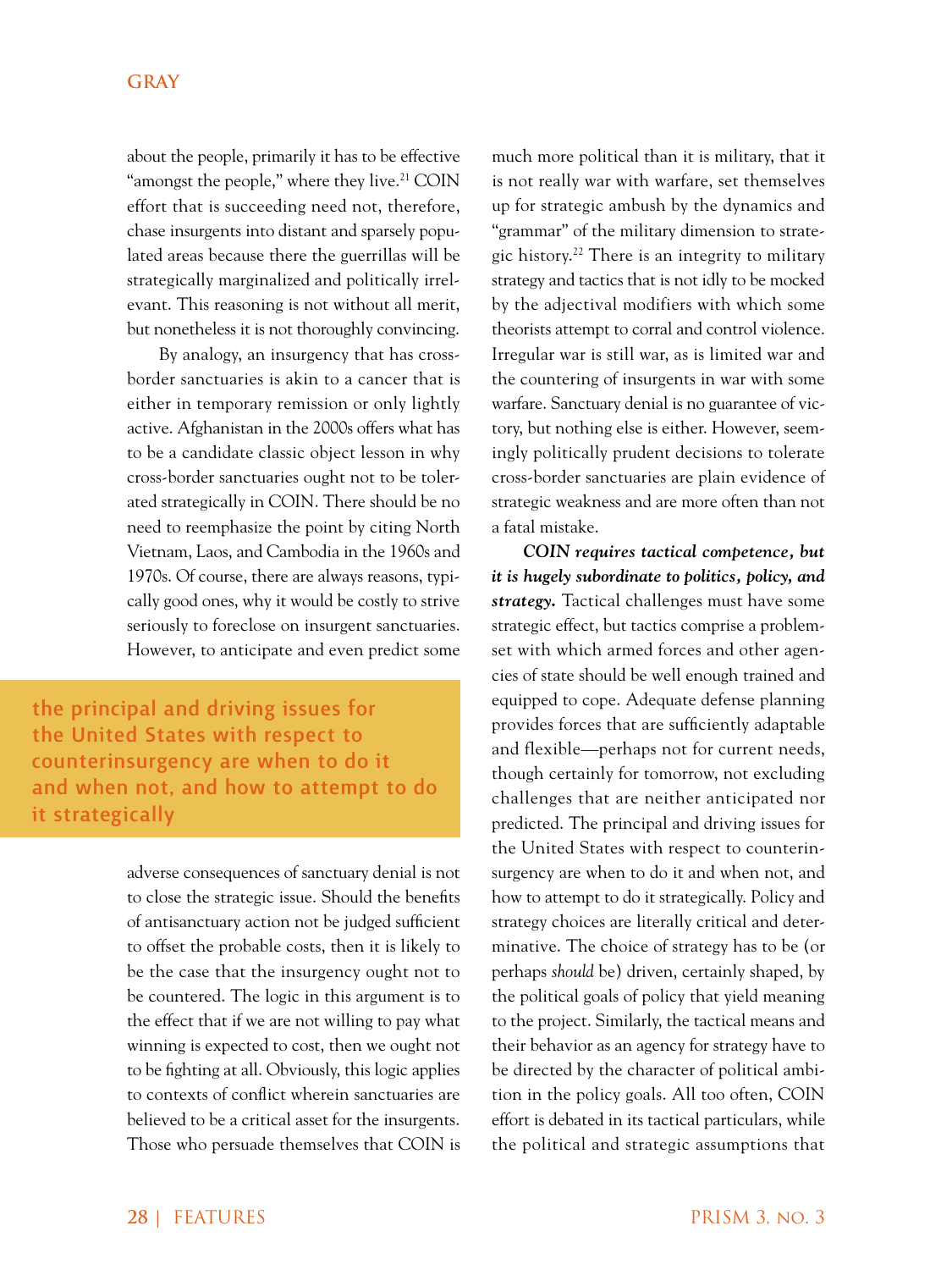about the people, primarily it has to be effective "amongst the people," where they live.[21] COIN effort that is succeeding need not, therefore, chase insurgents into distant and sparsely populated areas because there the guerrillas will be strategically marginalized and politically irrelevant. This reasoning is not without all merit, but nonetheless it is not thoroughly convincing.

By analogy, an insurgency that has cross-border sanctuaries is akin to a cancer that is either in temporary remission or only lightly active. Afghanistan in the 2000s offers what has to be a candidate classic object lesson in why cross-border sanctuaries ought not to be tolerated strategically in COIN. There should be no need to reemphasize the point by citing North Vietnam, Laos, and Cambodia in the 1960s and 1970s. Of course, there are always reasons, typically good ones, why it would be costly to strive seriously to foreclose on insurgent sanctuaries. However, to anticipate and even predict some adverse consequences of sanctuary denial is not to close the strategic issue. Should the benefits of antisanctuary action not be judged sufficient to offset the probable costs, then it is likely to be the case that the insurgency ought not to be countered. The logic in this argument is to the effect that if we are not willing to pay what winning is expected to cost, then we ought not to be fighting at all. Obviously, this logic applies to contexts of conflict wherein sanctuaries are believed to be a critical asset for the insurgents. Those who persuade themselves that COIN is much more political than it is military, that it is not really war with warfare, set themselves up for strategic ambush by the dynamics and "grammar" of the military dimension to strategic history.[22] There is an integrity to military strategy and tactics that is not idly to be mocked by the adjectival modifiers with which some theorists attempt to corral and control violence. Irregular war is still war, as is limited war and the countering of insurgents in war with some warfare. Sanctuary denial is no guarantee of victory, but nothing else is either. However, seemingly politically prudent decisions to tolerate cross-border sanctuaries are plain evidence of strategic weakness and are more often than not a fatal mistake.

> the principal and driving issues for the United States with respect to counterinsurgency are when to do it and when not, and how to attempt to do it strategically

***COIN requires tactical competence, but it is hugely subordinate to politics, policy, and strategy.*** Tactical challenges must have some strategic effect, but tactics comprise a problem-set with which armed forces and other agencies of state should be well enough trained and equipped to cope. Adequate defense planning provides forces that are sufficiently adaptable and flexible—perhaps not for current needs, though certainly for tomorrow, not excluding challenges that are neither anticipated nor predicted. The principal and driving issues for the United States with respect to counterinsurgency are when to do it and when not, and how to attempt to do it strategically. Policy and strategy choices are literally critical and determinative. The choice of strategy has to be (or perhaps *should* be) driven, certainly shaped, by the political goals of policy that yield meaning to the project. Similarly, the tactical means and their behavior as an agency for strategy have to be directed by the character of political ambition in the policy goals. All too often, COIN effort is debated in its tactical particulars, while the political and strategic assumptions that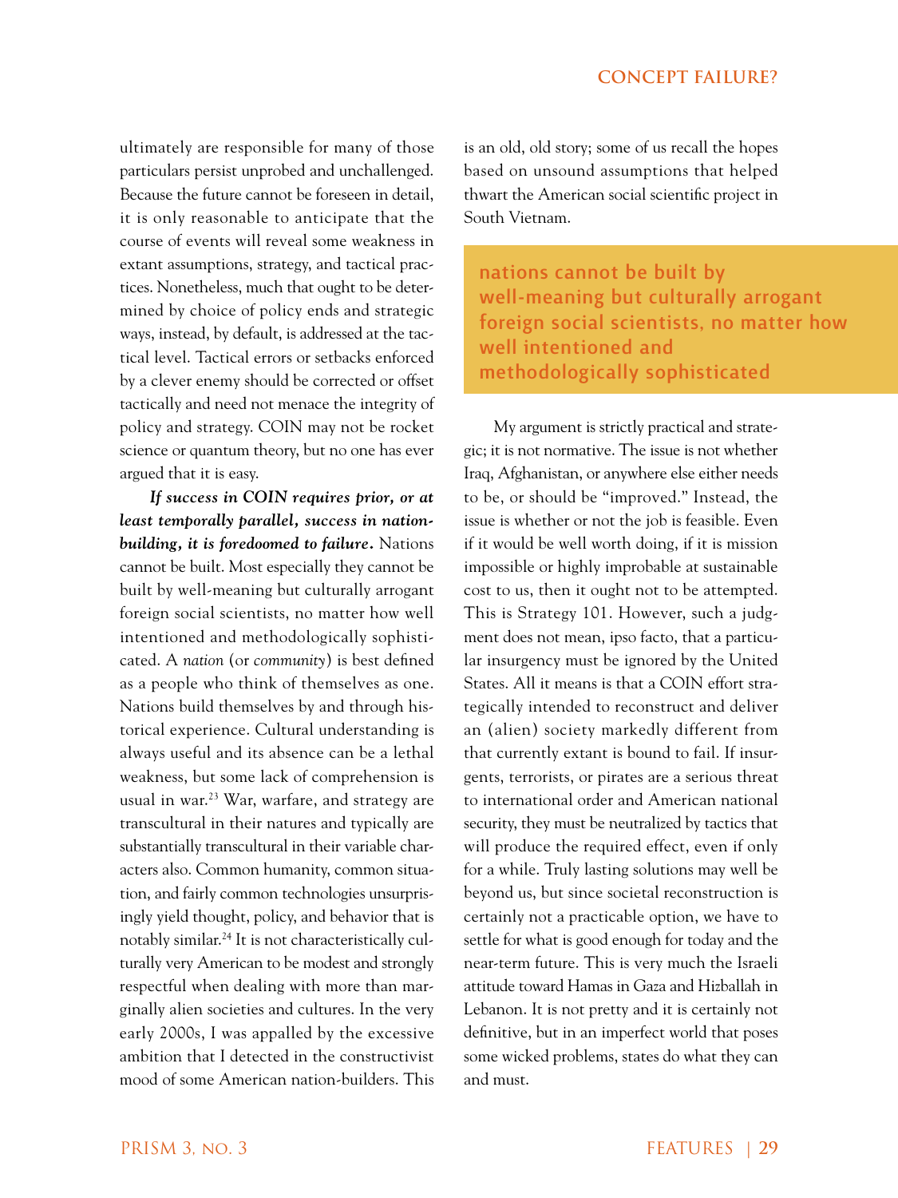ultimately are responsible for many of those particulars persist unprobed and unchallenged. Because the future cannot be foreseen in detail, it is only reasonable to anticipate that the course of events will reveal some weakness in extant assumptions, strategy, and tactical practices. Nonetheless, much that ought to be determined by choice of policy ends and strategic ways, instead, by default, is addressed at the tactical level. Tactical errors or setbacks enforced by a clever enemy should be corrected or offset tactically and need not menace the integrity of policy and strategy. COIN may not be rocket science or quantum theory, but no one has ever argued that it is easy.

***If success in COIN requires prior, or at least temporally parallel, success in nation-building, it is foredoomed to failure.*** Nations cannot be built. Most especially they cannot be built by well-meaning but culturally arrogant foreign social scientists, no matter how well intentioned and methodologically sophisticated. A *nation* (or *community*) is best defined as a people who think of themselves as one. Nations build themselves by and through historical experience. Cultural understanding is always useful and its absence can be a lethal weakness, but some lack of comprehension is usual in war.[23] War, warfare, and strategy are transcultural in their natures and typically are substantially transcultural in their variable characters also. Common humanity, common situation, and fairly common technologies unsurprisingly yield thought, policy, and behavior that is notably similar.[24] It is not characteristically culturally very American to be modest and strongly respectful when dealing with more than marginally alien societies and cultures. In the very early 2000s, I was appalled by the excessive ambition that I detected in the constructivist mood of some American nation-builders. This is an old, old story; some of us recall the hopes based on unsound assumptions that helped thwart the American social scientific project in South Vietnam.

> nations cannot be built by well-meaning but culturally arrogant foreign social scientists, no matter how well intentioned and methodologically sophisticated

My argument is strictly practical and strategic; it is not normative. The issue is not whether Iraq, Afghanistan, or anywhere else either needs to be, or should be "improved." Instead, the issue is whether or not the job is feasible. Even if it would be well worth doing, if it is mission impossible or highly improbable at sustainable cost to us, then it ought not to be attempted. This is Strategy 101. However, such a judgment does not mean, ipso facto, that a particular insurgency must be ignored by the United States. All it means is that a COIN effort strategically intended to reconstruct and deliver an (alien) society markedly different from that currently extant is bound to fail. If insurgents, terrorists, or pirates are a serious threat to international order and American national security, they must be neutralized by tactics that will produce the required effect, even if only for a while. Truly lasting solutions may well be beyond us, but since societal reconstruction is certainly not a practicable option, we have to settle for what is good enough for today and the near-term future. This is very much the Israeli attitude toward Hamas in Gaza and Hizballah in Lebanon. It is not pretty and it is certainly not definitive, but in an imperfect world that poses some wicked problems, states do what they can and must.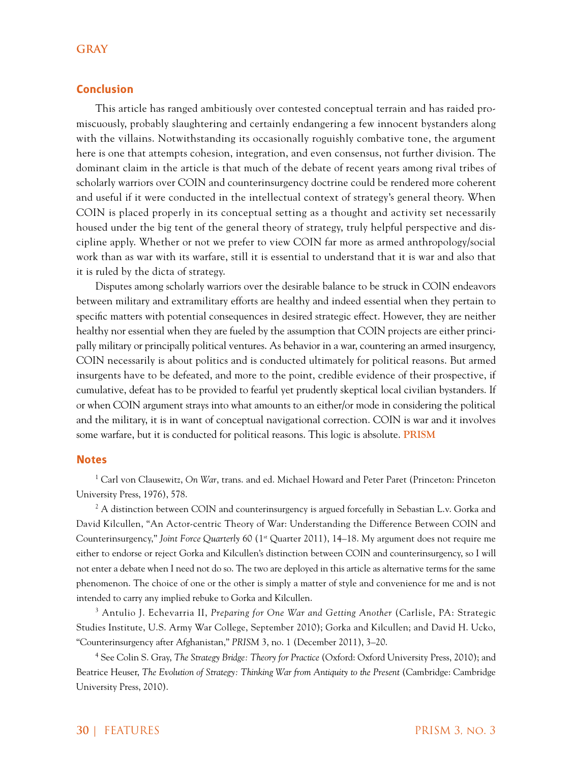## Conclusion

This article has ranged ambitiously over contested conceptual terrain and has raided promiscuously, probably slaughtering and certainly endangering a few innocent bystanders along with the villains. Notwithstanding its occasionally roguishly combative tone, the argument here is one that attempts cohesion, integration, and even consensus, not further division. The dominant claim in the article is that much of the debate of recent years among rival tribes of scholarly warriors over COIN and counterinsurgency doctrine could be rendered more coherent and useful if it were conducted in the intellectual context of strategy's general theory. When COIN is placed properly in its conceptual setting as a thought and activity set necessarily housed under the big tent of the general theory of strategy, truly helpful perspective and discipline apply. Whether or not we prefer to view COIN far more as armed anthropology/social work than as war with its warfare, still it is essential to understand that it is war and also that it is ruled by the dicta of strategy.

Disputes among scholarly warriors over the desirable balance to be struck in COIN endeavors between military and extramilitary efforts are healthy and indeed essential when they pertain to specific matters with potential consequences in desired strategic effect. However, they are neither healthy nor essential when they are fueled by the assumption that COIN projects are either principally military or principally political ventures. As behavior in a war, countering an armed insurgency, COIN necessarily is about politics and is conducted ultimately for political reasons. But armed insurgents have to be defeated, and more to the point, credible evidence of their prospective, if cumulative, defeat has to be provided to fearful yet prudently skeptical local civilian bystanders. If or when COIN argument strays into what amounts to an either/or mode in considering the political and the military, it is in want of conceptual navigational correction. COIN is war and it involves some warfare, but it is conducted for political reasons. This logic is absolute. **PRISM**

## Notes

[1] Carl von Clausewitz, *On War*, trans. and ed. Michael Howard and Peter Paret (Princeton: Princeton University Press, 1976), 578.

[2] A distinction between COIN and counterinsurgency is argued forcefully in Sebastian L.v. Gorka and David Kilcullen, "An Actor-centric Theory of War: Understanding the Difference Between COIN and Counterinsurgency," *Joint Force Quarterly* 60 (1st Quarter 2011), 14–18. My argument does not require me either to endorse or reject Gorka and Kilcullen's distinction between COIN and counterinsurgency, so I will not enter a debate when I need not do so. The two are deployed in this article as alternative terms for the same phenomenon. The choice of one or the other is simply a matter of style and convenience for me and is not intended to carry any implied rebuke to Gorka and Kilcullen.

[3] Antulio J. Echevarria II, *Preparing for One War and Getting Another* (Carlisle, PA: Strategic Studies Institute, U.S. Army War College, September 2010); Gorka and Kilcullen; and David H. Ucko, "Counterinsurgency after Afghanistan," *PRISM* 3, no. 1 (December 2011), 3–20.

[4] See Colin S. Gray, *The Strategy Bridge: Theory for Practice* (Oxford: Oxford University Press, 2010); and Beatrice Heuser, *The Evolution of Strategy: Thinking War from Antiquity to the Present* (Cambridge: Cambridge University Press, 2010).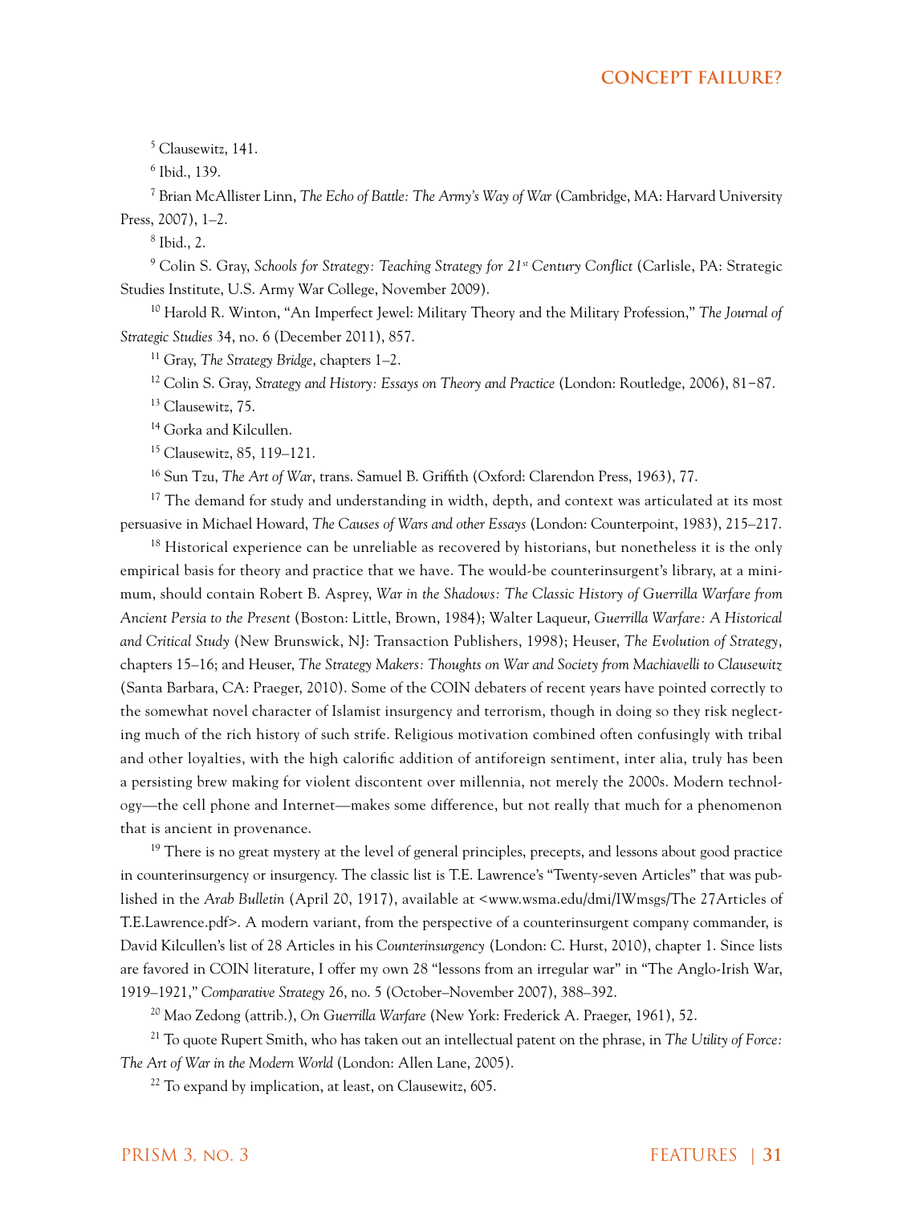[5] Clausewitz, 141.

[6] Ibid., 139.

[7] Brian McAllister Linn, *The Echo of Battle: The Army's Way of War* (Cambridge, MA: Harvard University Press, 2007), 1–2.

[8] Ibid., 2.

[9] Colin S. Gray, *Schools for Strategy: Teaching Strategy for 21st Century Conflict* (Carlisle, PA: Strategic Studies Institute, U.S. Army War College, November 2009).

[10] Harold R. Winton, "An Imperfect Jewel: Military Theory and the Military Profession," *The Journal of Strategic Studies* 34, no. 6 (December 2011), 857.

[11] Gray, *The Strategy Bridge*, chapters 1–2.

[12] Colin S. Gray, *Strategy and History: Essays on Theory and Practice* (London: Routledge, 2006), 81−87.

[13] Clausewitz, 75.

[14] Gorka and Kilcullen.

[15] Clausewitz, 85, 119–121.

[16] Sun Tzu, *The Art of War*, trans. Samuel B. Griffith (Oxford: Clarendon Press, 1963), 77.

[17] The demand for study and understanding in width, depth, and context was articulated at its most persuasive in Michael Howard, *The Causes of Wars and other Essays* (London: Counterpoint, 1983), 215–217.

[18] Historical experience can be unreliable as recovered by historians, but nonetheless it is the only empirical basis for theory and practice that we have. The would-be counterinsurgent's library, at a minimum, should contain Robert B. Asprey, *War in the Shadows: The Classic History of Guerrilla Warfare from Ancient Persia to the Present* (Boston: Little, Brown, 1984); Walter Laqueur, *Guerrilla Warfare: A Historical and Critical Study* (New Brunswick, NJ: Transaction Publishers, 1998); Heuser, *The Evolution of Strategy*, chapters 15–16; and Heuser, *The Strategy Makers: Thoughts on War and Society from Machiavelli to Clausewitz* (Santa Barbara, CA: Praeger, 2010). Some of the COIN debaters of recent years have pointed correctly to the somewhat novel character of Islamist insurgency and terrorism, though in doing so they risk neglecting much of the rich history of such strife. Religious motivation combined often confusingly with tribal and other loyalties, with the high calorific addition of antiforeign sentiment, inter alia, truly has been a persisting brew making for violent discontent over millennia, not merely the 2000s. Modern technology—the cell phone and Internet—makes some difference, but not really that much for a phenomenon that is ancient in provenance.

[19] There is no great mystery at the level of general principles, precepts, and lessons about good practice in counterinsurgency or insurgency. The classic list is T.E. Lawrence's "Twenty-seven Articles" that was published in the *Arab Bulletin* (April 20, 1917), available at <www.wsma.edu/dmi/IWmsgs/The 27Articles of T.E.Lawrence.pdf>. A modern variant, from the perspective of a counterinsurgent company commander, is David Kilcullen's list of 28 Articles in his *Counterinsurgency* (London: C. Hurst, 2010), chapter 1. Since lists are favored in COIN literature, I offer my own 28 "lessons from an irregular war" in "The Anglo-Irish War, 1919–1921," *Comparative Strategy* 26, no. 5 (October–November 2007), 388–392.

[20] Mao Zedong (attrib.), *On Guerrilla Warfare* (New York: Frederick A. Praeger, 1961), 52.

[21] To quote Rupert Smith, who has taken out an intellectual patent on the phrase, in *The Utility of Force: The Art of War in the Modern World* (London: Allen Lane, 2005).

[22] To expand by implication, at least, on Clausewitz, 605.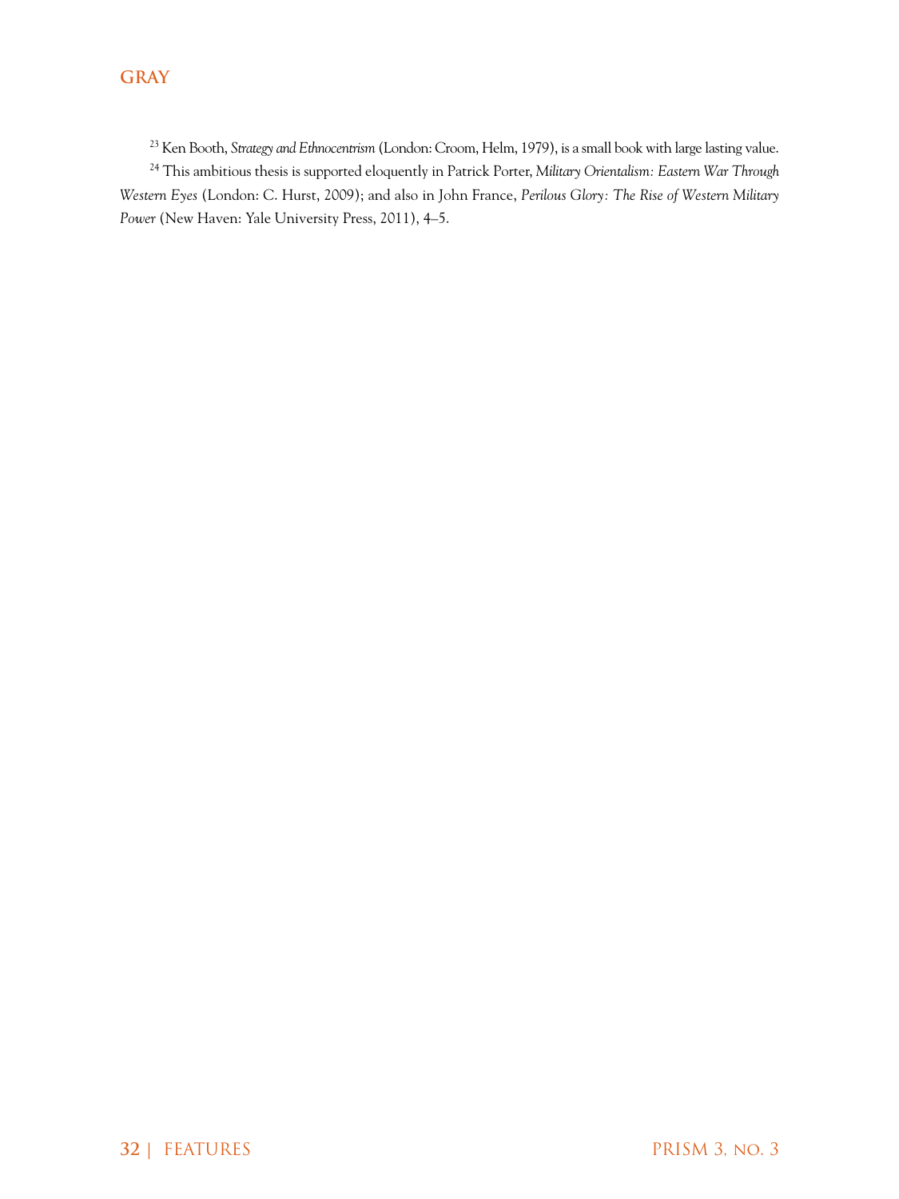[23] Ken Booth, *Strategy and Ethnocentrism* (London: Croom, Helm, 1979), is a small book with large lasting value.

[24] This ambitious thesis is supported eloquently in Patrick Porter, *Military Orientalism: Eastern War Through Western Eyes* (London: C. Hurst, 2009); and also in John France, *Perilous Glory: The Rise of Western Military Power* (New Haven: Yale University Press, 2011), 4–5.